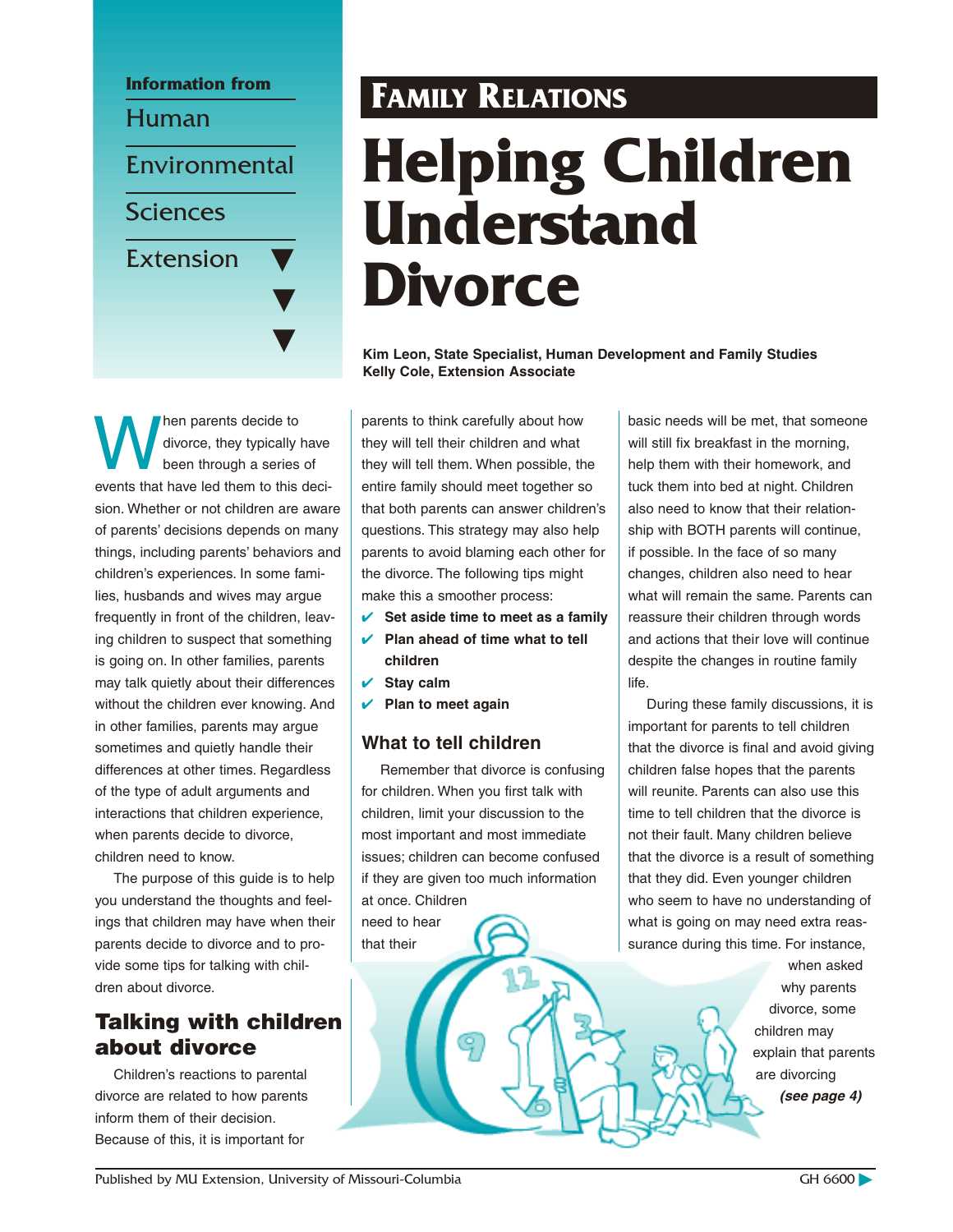Information from Human Environmental Sciences Extension

**FAMILY RELATIONS**

# Helping Children Understand Divorce

**Kim Leon, State Specialist, Human Development and Family Studies**
**Kelly Cole, Extension Associate**

When parents decide to divorce, they typically have been through a series of events that have led them to this decision. Whether or not children are aware of parents' decisions depends on many things, including parents' behaviors and children's experiences. In some families, husbands and wives may argue frequently in front of the children, leaving children to suspect that something is going on. In other families, parents may talk quietly about their differences without the children ever knowing. And in other families, parents may argue sometimes and quietly handle their differences at other times. Regardless of the type of adult arguments and interactions that children experience, when parents decide to divorce, children need to know.

The purpose of this guide is to help you understand the thoughts and feelings that children may have when their parents decide to divorce and to provide some tips for talking with children about divorce.

## Talking with children about divorce

Children's reactions to parental divorce are related to how parents inform them of their decision. Because of this, it is important for parents to think carefully about how they will tell their children and what they will tell them. When possible, the entire family should meet together so that both parents can answer children's questions. This strategy may also help parents to avoid blaming each other for the divorce. The following tips might make this a smoother process:

- ✔ **Set aside time to meet as a family**
- ✔ **Plan ahead of time what to tell children**
- ✔ **Stay calm**
- ✔ **Plan to meet again**

### What to tell children

Remember that divorce is confusing for children. When you first talk with children, limit your discussion to the most important and most immediate issues; children can become confused if they are given too much information at once. Children need to hear that their basic needs will be met, that someone will still fix breakfast in the morning, help them with their homework, and tuck them into bed at night. Children also need to know that their relationship with BOTH parents will continue, if possible. In the face of so many changes, children also need to hear what will remain the same. Parents can reassure their children through words and actions that their love will continue despite the changes in routine family life.

During these family discussions, it is important for parents to tell children that the divorce is final and avoid giving children false hopes that the parents will reunite. Parents can also use this time to tell children that the divorce is not their fault. Many children believe that the divorce is a result of something that they did. Even younger children who seem to have no understanding of what is going on may need extra reassurance during this time. For instance, when asked why parents divorce, some children may explain that parents are divorcing *(see page 4)*

Published by MU Extension, University of Missouri-Columbia

GH 6600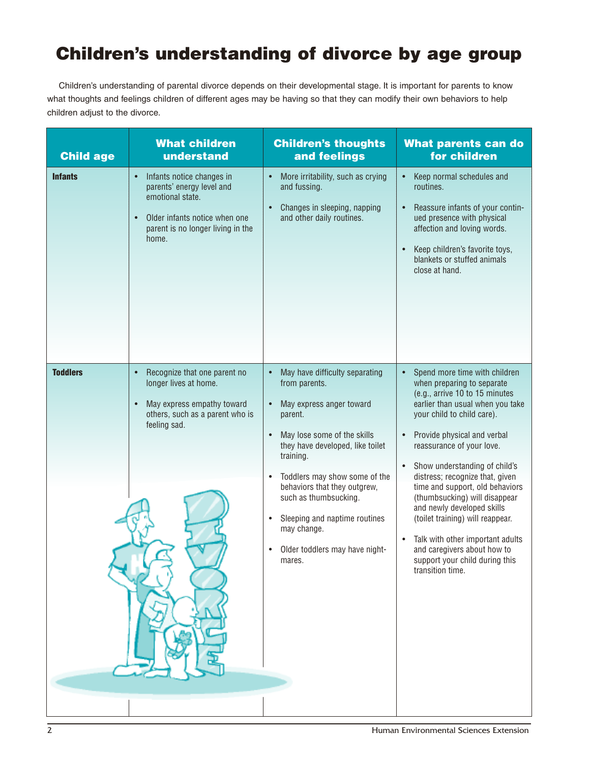# Children's understanding of divorce by age group

Children's understanding of parental divorce depends on their developmental stage. It is important for parents to know what thoughts and feelings children of different ages may be having so that they can modify their own behaviors to help children adjust to the divorce.

| Child age | What children understand | Children's thoughts and feelings | What parents can do for children |
|---|---|---|---|
| **Infants** | • Infants notice changes in parents' energy level and emotional state.<br>• Older infants notice when one parent is no longer living in the home. | • More irritability, such as crying and fussing.<br>• Changes in sleeping, napping and other daily routines. | • Keep normal schedules and routines.<br>• Reassure infants of your continued presence with physical affection and loving words.<br>• Keep children's favorite toys, blankets or stuffed animals close at hand. |
| **Toddlers** | • Recognize that one parent no longer lives at home.<br>• May express empathy toward others, such as a parent who is feeling sad. | • May have difficulty separating from parents.<br>• May express anger toward parent.<br>• May lose some of the skills they have developed, like toilet training.<br>• Toddlers may show some of the behaviors that they outgrew, such as thumbsucking.<br>• Sleeping and naptime routines may change.<br>• Older toddlers may have nightmares. | • Spend more time with children when preparing to separate (e.g., arrive 10 to 15 minutes earlier than usual when you take your child to child care).<br>• Provide physical and verbal reassurance of your love.<br>• Show understanding of child's distress; recognize that, given time and support, old behaviors (thumbsucking) will disappear and newly developed skills (toilet training) will reappear.<br>• Talk with other important adults and caregivers about how to support your child during this transition time. |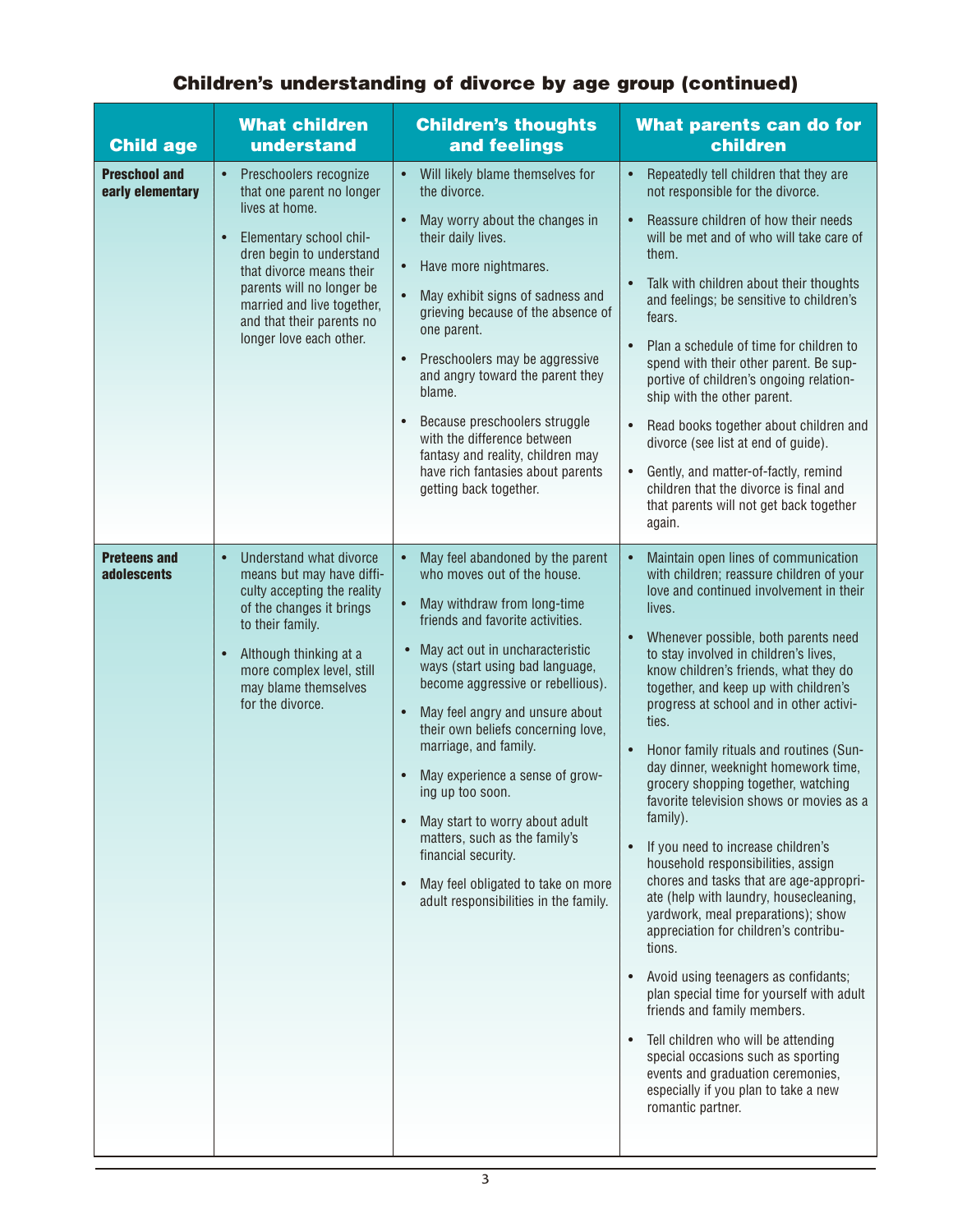## Children's understanding of divorce by age group (continued)

| Child age | What children understand | Children's thoughts and feelings | What parents can do for children |
|---|---|---|---|
| **Preschool and early elementary** | • Preschoolers recognize that one parent no longer lives at home.<br>• Elementary school children begin to understand that divorce means their parents will no longer be married and live together, and that their parents no longer love each other. | • Will likely blame themselves for the divorce.<br>• May worry about the changes in their daily lives.<br>• Have more nightmares.<br>• May exhibit signs of sadness and grieving because of the absence of one parent.<br>• Preschoolers may be aggressive and angry toward the parent they blame.<br>• Because preschoolers struggle with the difference between fantasy and reality, children may have rich fantasies about parents getting back together. | • Repeatedly tell children that they are not responsible for the divorce.<br>• Reassure children of how their needs will be met and of who will take care of them.<br>• Talk with children about their thoughts and feelings; be sensitive to children's fears.<br>• Plan a schedule of time for children to spend with their other parent. Be supportive of children's ongoing relationship with the other parent.<br>• Read books together about children and divorce (see list at end of guide).<br>• Gently, and matter-of-factly, remind children that the divorce is final and that parents will not get back together again. |
| **Preteens and adolescents** | • Understand what divorce means but may have difficulty accepting the reality of the changes it brings to their family.<br>• Although thinking at a more complex level, still may blame themselves for the divorce. | • May feel abandoned by the parent who moves out of the house.<br>• May withdraw from long-time friends and favorite activities.<br>• May act out in uncharacteristic ways (start using bad language, become aggressive or rebellious).<br>• May feel angry and unsure about their own beliefs concerning love, marriage, and family.<br>• May experience a sense of growing up too soon.<br>• May start to worry about adult matters, such as the family's financial security.<br>• May feel obligated to take on more adult responsibilities in the family. | • Maintain open lines of communication with children; reassure children of your love and continued involvement in their lives.<br>• Whenever possible, both parents need to stay involved in children's lives, know children's friends, what they do together, and keep up with children's progress at school and in other activities.<br>• Honor family rituals and routines (Sunday dinner, weeknight homework time, grocery shopping together, watching favorite television shows or movies as a family).<br>• If you need to increase children's household responsibilities, assign chores and tasks that are age-appropriate (help with laundry, housecleaning, yardwork, meal preparations); show appreciation for children's contributions.<br>• Avoid using teenagers as confidants; plan special time for yourself with adult friends and family members.<br>• Tell children who will be attending special occasions such as sporting events and graduation ceremonies, especially if you plan to take a new romantic partner. |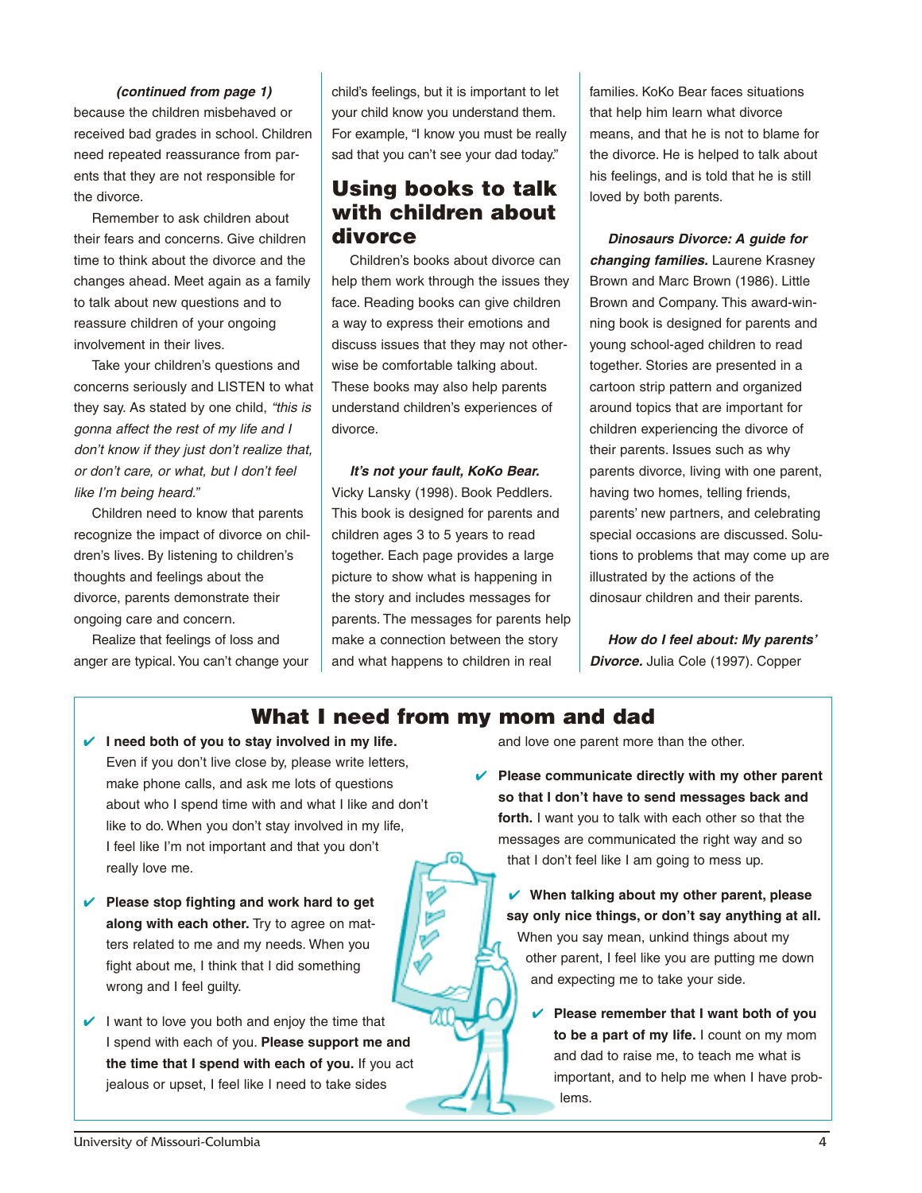*(continued from page 1)*

because the children misbehaved or received bad grades in school. Children need repeated reassurance from parents that they are not responsible for the divorce.

Remember to ask children about their fears and concerns. Give children time to think about the divorce and the changes ahead. Meet again as a family to talk about new questions and to reassure children of your ongoing involvement in their lives.

Take your children's questions and concerns seriously and LISTEN to what they say. As stated by one child, *"this is gonna affect the rest of my life and I don't know if they just don't realize that, or don't care, or what, but I don't feel like I'm being heard."*

Children need to know that parents recognize the impact of divorce on children's lives. By listening to children's thoughts and feelings about the divorce, parents demonstrate their ongoing care and concern.

Realize that feelings of loss and anger are typical. You can't change your child's feelings, but it is important to let your child know you understand them. For example, "I know you must be really sad that you can't see your dad today."

## Using books to talk with children about divorce

Children's books about divorce can help them work through the issues they face. Reading books can give children a way to express their emotions and discuss issues that they may not otherwise be comfortable talking about. These books may also help parents understand children's experiences of divorce.

***It's not your fault, KoKo Bear.*** Vicky Lansky (1998). Book Peddlers. This book is designed for parents and children ages 3 to 5 years to read together. Each page provides a large picture to show what is happening in the story and includes messages for parents. The messages for parents help make a connection between the story and what happens to children in real families. KoKo Bear faces situations that help him learn what divorce means, and that he is not to blame for the divorce. He is helped to talk about his feelings, and is told that he is still loved by both parents.

***Dinosaurs Divorce: A guide for changing families.*** Laurene Krasney Brown and Marc Brown (1986). Little Brown and Company. This award-winning book is designed for parents and young school-aged children to read together. Stories are presented in a cartoon strip pattern and organized around topics that are important for children experiencing the divorce of their parents. Issues such as why parents divorce, living with one parent, having two homes, telling friends, parents' new partners, and celebrating special occasions are discussed. Solutions to problems that may come up are illustrated by the actions of the dinosaur children and their parents.

***How do I feel about: My parents' Divorce.*** Julia Cole (1997). Copper

## What I need from my mom and dad

- ✔ **I need both of you to stay involved in my life.** Even if you don't live close by, please write letters, make phone calls, and ask me lots of questions about who I spend time with and what I like and don't like to do. When you don't stay involved in my life, I feel like I'm not important and that you don't really love me.
- ✔ **Please stop fighting and work hard to get along with each other.** Try to agree on matters related to me and my needs. When you fight about me, I think that I did something wrong and I feel guilty.
- ✔ I want to love you both and enjoy the time that I spend with each of you. **Please support me and the time that I spend with each of you.** If you act jealous or upset, I feel like I need to take sides and love one parent more than the other.
- ✔ **Please communicate directly with my other parent so that I don't have to send messages back and forth.** I want you to talk with each other so that the messages are communicated the right way and so that I don't feel like I am going to mess up.
- ✔ **When talking about my other parent, please say only nice things, or don't say anything at all.** When you say mean, unkind things about my other parent, I feel like you are putting me down and expecting me to take your side.
- ✔ **Please remember that I want both of you to be a part of my life.** I count on my mom and dad to raise me, to teach me what is important, and to help me when I have problems.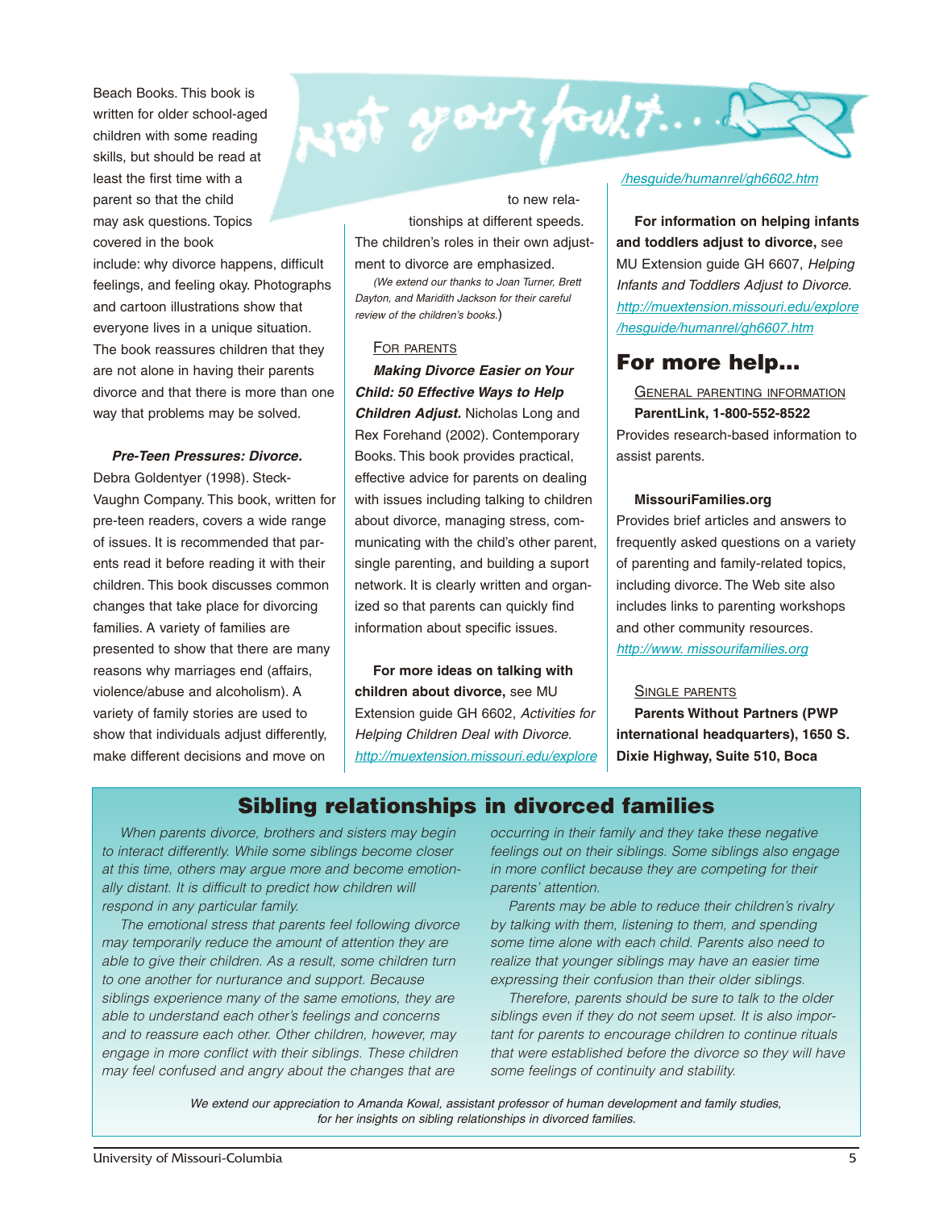Beach Books. This book is written for older school-aged children with some reading skills, but should be read at least the first time with a parent so that the child may ask questions. Topics covered in the book include: why divorce happens, difficult feelings, and feeling okay. Photographs and cartoon illustrations show that everyone lives in a unique situation. The book reassures children that they are not alone in having their parents divorce and that there is more than one way that problems may be solved.

***Pre-Teen Pressures: Divorce.*** Debra Goldentyer (1998). Steck-Vaughn Company. This book, written for pre-teen readers, covers a wide range of issues. It is recommended that parents read it before reading it with their children. This book discusses common changes that take place for divorcing families. A variety of families are presented to show that there are many reasons why marriages end (affairs, violence/abuse and alcoholism). A variety of family stories are used to show that individuals adjust differently, make different decisions and move on to new relationships at different speeds. The children's roles in their own adjustment to divorce are emphasized.

*(We extend our thanks to Joan Turner, Brett Dayton, and Maridith Jackson for their careful review of the children's books.)*

For parents

***Making Divorce Easier on Your Child: 50 Effective Ways to Help Children Adjust.*** Nicholas Long and Rex Forehand (2002). Contemporary Books. This book provides practical, effective advice for parents on dealing with issues including talking to children about divorce, managing stress, communicating with the child's other parent, single parenting, and building a suport network. It is clearly written and organized so that parents can quickly find information about specific issues.

**For more ideas on talking with children about divorce,** see MU Extension guide GH 6602, *Activities for Helping Children Deal with Divorce.* http://muextension.missouri.edu/explore/hesguide/humanrel/gh6602.htm

**For information on helping infants and toddlers adjust to divorce,** see MU Extension guide GH 6607, *Helping Infants and Toddlers Adjust to Divorce.* http://muextension.missouri.edu/explore/hesguide/humanrel/gh6607.htm

## For more help...

General parenting information

**ParentLink, 1-800-552-8522**
Provides research-based information to assist parents.

**MissouriFamilies.org**
Provides brief articles and answers to frequently asked questions on a variety of parenting and family-related topics, including divorce. The Web site also includes links to parenting workshops and other community resources.
http://www. missourifamilies.org

Single parents

**Parents Without Partners (PWP international headquarters), 1650 S. Dixie Highway, Suite 510, Boca**

## Sibling relationships in divorced families

*When parents divorce, brothers and sisters may begin to interact differently. While some siblings become closer at this time, others may argue more and become emotionally distant. It is difficult to predict how children will respond in any particular family.*

*The emotional stress that parents feel following divorce may temporarily reduce the amount of attention they are able to give their children. As a result, some children turn to one another for nurturance and support. Because siblings experience many of the same emotions, they are able to understand each other's feelings and concerns and to reassure each other. Other children, however, may engage in more conflict with their siblings. These children may feel confused and angry about the changes that are occurring in their family and they take these negative feelings out on their siblings. Some siblings also engage in more conflict because they are competing for their parents' attention.*

*Parents may be able to reduce their children's rivalry by talking with them, listening to them, and spending some time alone with each child. Parents also need to realize that younger siblings may have an easier time expressing their confusion than their older siblings.*

*Therefore, parents should be sure to talk to the older siblings even if they do not seem upset. It is also important for parents to encourage children to continue rituals that were established before the divorce so they will have some feelings of continuity and stability.*

*We extend our appreciation to Amanda Kowal, assistant professor of human development and family studies, for her insights on sibling relationships in divorced families.*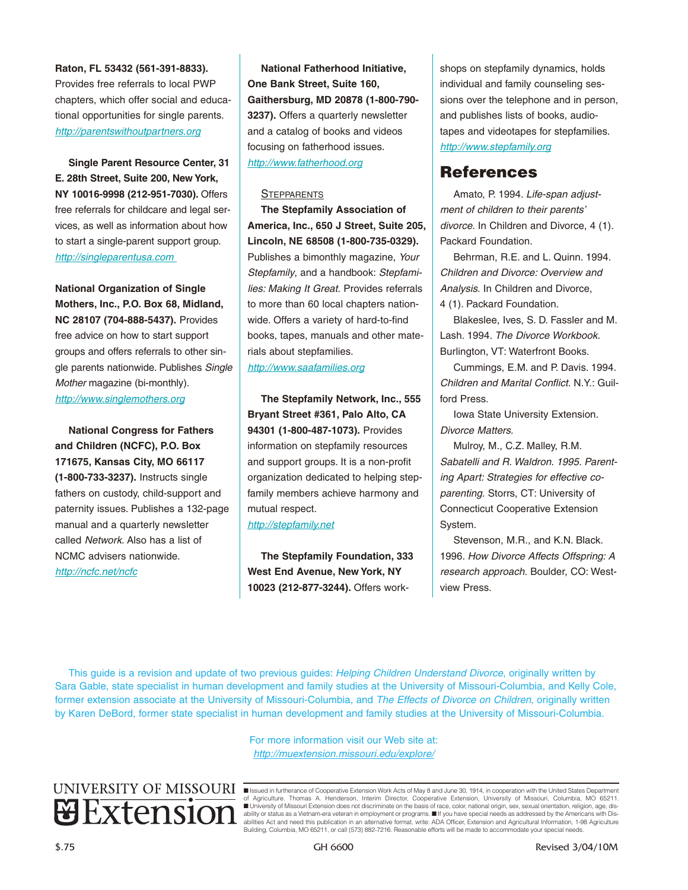**Raton, FL 53432 (561-391-8833).** Provides free referrals to local PWP chapters, which offer social and educational opportunities for single parents. http://parentswithoutpartners.org

**Single Parent Resource Center, 31 E. 28th Street, Suite 200, New York, NY 10016-9998 (212-951-7030).** Offers free referrals for childcare and legal services, as well as information about how to start a single-parent support group. http://singleparentusa.com

**National Organization of Single Mothers, Inc., P.O. Box 68, Midland, NC 28107 (704-888-5437).** Provides free advice on how to start support groups and offers referrals to other single parents nationwide. Publishes *Single Mother* magazine (bi-monthly). http://www.singlemothers.org

**National Congress for Fathers and Children (NCFC), P.O. Box 171675, Kansas City, MO 66117 (1-800-733-3237).** Instructs single fathers on custody, child-support and paternity issues. Publishes a 132-page manual and a quarterly newsletter called *Network*. Also has a list of NCMC advisers nationwide. http://ncfc.net/ncfc

**National Fatherhood Initiative, One Bank Street, Suite 160, Gaithersburg, MD 20878 (1-800-790-3237).** Offers a quarterly newsletter and a catalog of books and videos focusing on fatherhood issues. http://www.fatherhood.org

STEPPARENTS

**The Stepfamily Association of America, Inc., 650 J Street, Suite 205, Lincoln, NE 68508 (1-800-735-0329).** Publishes a bimonthly magazine, *Your Stepfamily*, and a handbook: *Stepfamilies: Making It Great.* Provides referrals to more than 60 local chapters nationwide. Offers a variety of hard-to-find books, tapes, manuals and other materials about stepfamilies. http://www.saafamilies.org

**The Stepfamily Network, Inc., 555 Bryant Street #361, Palo Alto, CA 94301 (1-800-487-1073).** Provides information on stepfamily resources and support groups. It is a non-profit organization dedicated to helping stepfamily members achieve harmony and mutual respect. http://stepfamily.net

**The Stepfamily Foundation, 333 West End Avenue, New York, NY 10023 (212-877-3244).** Offers workshops on stepfamily dynamics, holds individual and family counseling sessions over the telephone and in person, and publishes lists of books, audiotapes and videotapes for stepfamilies. http://www.stepfamily.org

## References

Amato, P. 1994. *Life-span adjustment of children to their parents' divorce.* In Children and Divorce, 4 (1). Packard Foundation.

Behrman, R.E. and L. Quinn. 1994. *Children and Divorce: Overview and Analysis.* In Children and Divorce, 4 (1). Packard Foundation.

Blakeslee, Ives, S. D. Fassler and M. Lash. 1994. *The Divorce Workbook.* Burlington, VT: Waterfront Books.

Cummings, E.M. and P. Davis. 1994. *Children and Marital Conflict.* N.Y.: Guilford Press.

Iowa State University Extension. *Divorce Matters.*

Mulroy, M., C.Z. Malley, R.M. *Sabatelli and R. Waldron. 1995. Parenting Apart: Strategies for effective co-parenting.* Storrs, CT: University of Connecticut Cooperative Extension System.

Stevenson, M.R., and K.N. Black. 1996. *How Divorce Affects Offspring: A research approach.* Boulder, CO: Westview Press.

This guide is a revision and update of two previous guides: *Helping Children Understand Divorce*, originally written by Sara Gable, state specialist in human development and family studies at the University of Missouri-Columbia, and Kelly Cole, former extension associate at the University of Missouri-Columbia, and *The Effects of Divorce on Children*, originally written by Karen DeBord, former state specialist in human development and family studies at the University of Missouri-Columbia.

For more information visit our Web site at: http://muextension.missouri.edu/explore/

UNIVERSITY OF MISSOURI Extension

■ Issued in furtherance of Cooperative Extension Work Acts of May 8 and June 30, 1914, in cooperation with the United States Department of Agriculture. Thomas A. Henderson, Interim Director, Cooperative Extension, University of Missouri, Columbia, MO 65211. ■ University of Missouri Extension does not discriminate on the basis of race, color, national origin, sex, sexual orientation, religion, age, disability or status as a Vietnam-era veteran in employment or programs. ■ If you have special needs as addressed by the Americans with Disabilities Act and need this publication in an alternative format, write: ADA Officer, Extension and Agricultural Information, 1-98 Agriculture Building, Columbia, MO 65211, or call (573) 882-7216. Reasonable efforts will be made to accommodate your special needs.

$.75 GH 6600 Revised 3/04/10M